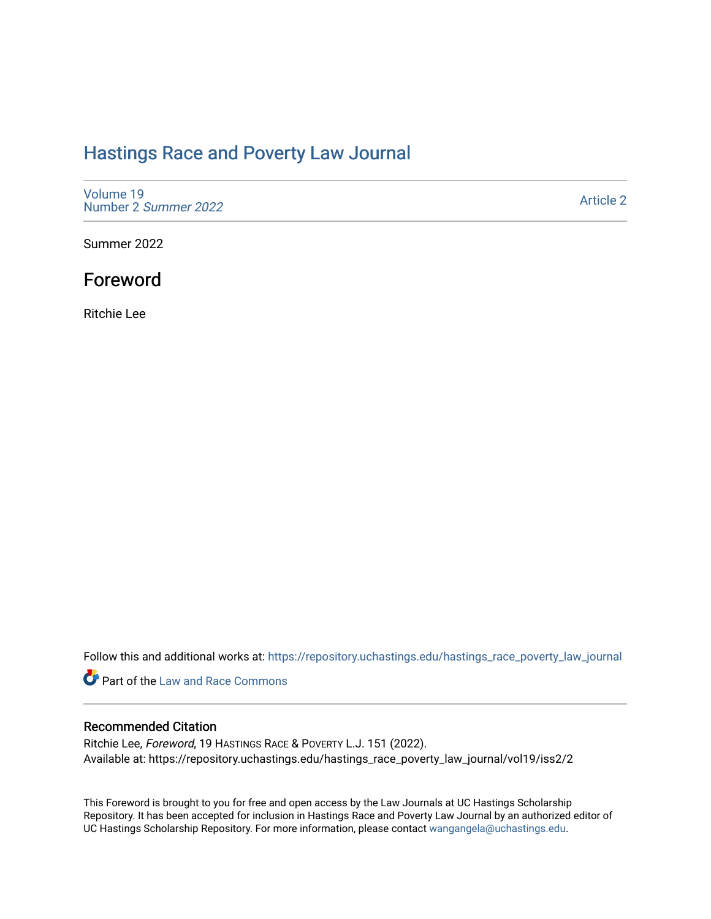# Hastings Race and Poverty Law Journal

Volume 19
Number 2 *Summer 2022*

Article 2

Summer 2022

## Foreword

Ritchie Lee

Follow this and additional works at: https://repository.uchastings.edu/hastings_race_poverty_law_journal

Part of the Law and Race Commons

### Recommended Citation

Ritchie Lee, *Foreword*, 19 HASTINGS RACE & POVERTY L.J. 151 (2022).
Available at: https://repository.uchastings.edu/hastings_race_poverty_law_journal/vol19/iss2/2

This Foreword is brought to you for free and open access by the Law Journals at UC Hastings Scholarship Repository. It has been accepted for inclusion in Hastings Race and Poverty Law Journal by an authorized editor of UC Hastings Scholarship Repository. For more information, please contact wangangela@uchastings.edu.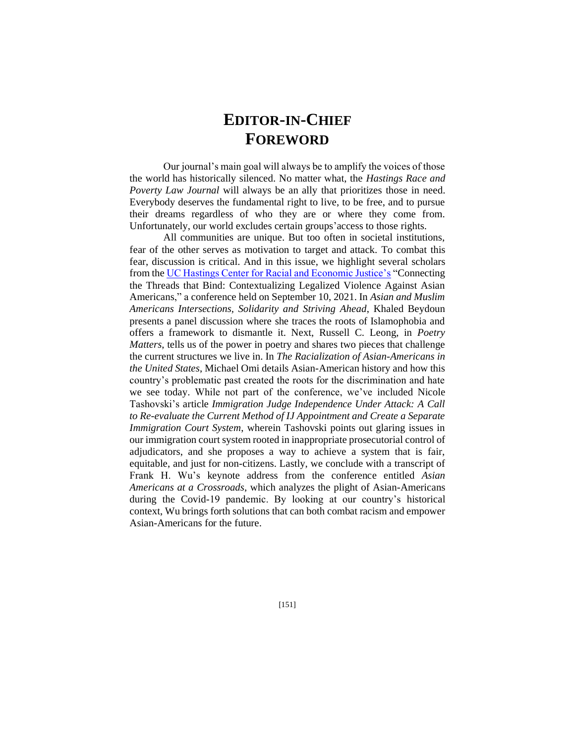# Editor-in-Chief Foreword

Our journal's main goal will always be to amplify the voices of those the world has historically silenced. No matter what, the *Hastings Race and Poverty Law Journal* will always be an ally that prioritizes those in need. Everybody deserves the fundamental right to live, to be free, and to pursue their dreams regardless of who they are or where they come from. Unfortunately, our world excludes certain groups' access to those rights.

All communities are unique. But too often in societal institutions, fear of the other serves as motivation to target and attack. To combat this fear, discussion is critical. And in this issue, we highlight several scholars from the UC Hastings Center for Racial and Economic Justice's "Connecting the Threads that Bind: Contextualizing Legalized Violence Against Asian Americans," a conference held on September 10, 2021. In *Asian and Muslim Americans Intersections, Solidarity and Striving Ahead*, Khaled Beydoun presents a panel discussion where she traces the roots of Islamophobia and offers a framework to dismantle it. Next, Russell C. Leong, in *Poetry Matters*, tells us of the power in poetry and shares two pieces that challenge the current structures we live in. In *The Racialization of Asian-Americans in the United States*, Michael Omi details Asian-American history and how this country's problematic past created the roots for the discrimination and hate we see today. While not part of the conference, we've included Nicole Tashovski's article *Immigration Judge Independence Under Attack: A Call to Re-evaluate the Current Method of IJ Appointment and Create a Separate Immigration Court System*, wherein Tashovski points out glaring issues in our immigration court system rooted in inappropriate prosecutorial control of adjudicators, and she proposes a way to achieve a system that is fair, equitable, and just for non-citizens. Lastly, we conclude with a transcript of Frank H. Wu's keynote address from the conference entitled *Asian Americans at a Crossroads*, which analyzes the plight of Asian-Americans during the Covid-19 pandemic. By looking at our country's historical context, Wu brings forth solutions that can both combat racism and empower Asian-Americans for the future.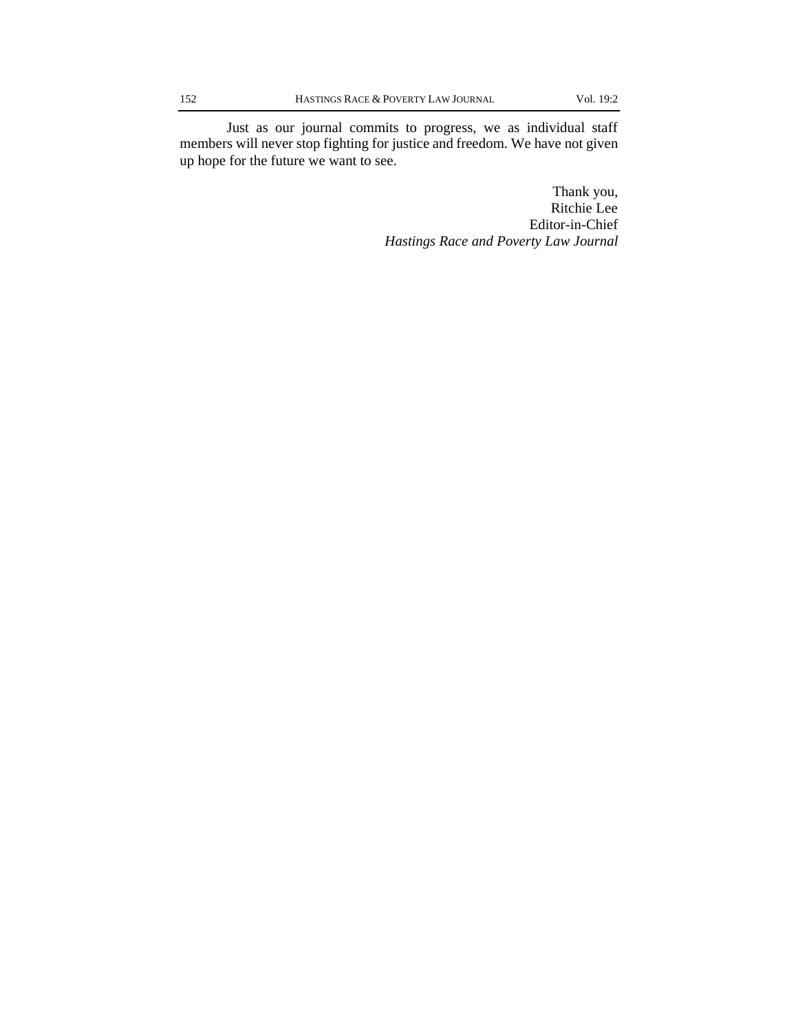Just as our journal commits to progress, we as individual staff members will never stop fighting for justice and freedom. We have not given up hope for the future we want to see.

Thank you,
Ritchie Lee
Editor-in-Chief
*Hastings Race and Poverty Law Journal*